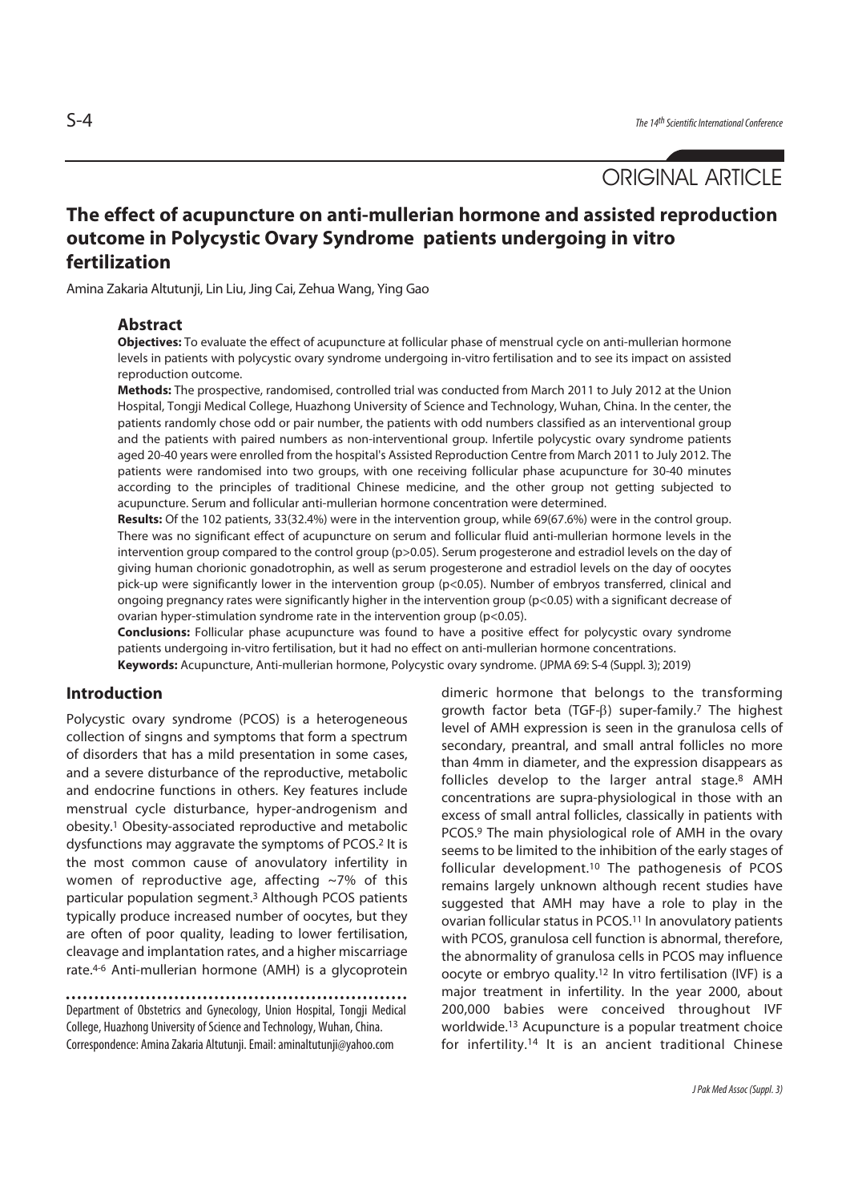ORIGINAL ARTICLE

# The effect of acupuncture on anti-mullerian hormone and assisted reproduction outcome in Polycystic Ovary Syndrome patients undergoing in vitro fertilization

Amina Zakaria Altutunji, Lin Liu, Jing Cai, Zehua Wang, Ying Gao

## Abstract

**Objectives:** To evaluate the effect of acupuncture at follicular phase of menstrual cycle on anti-mullerian hormone levels in patients with polycystic ovary syndrome undergoing in-vitro fertilisation and to see its impact on assisted reproduction outcome.

**Methods:** The prospective, randomised, controlled trial was conducted from March 2011 to July 2012 at the Union Hospital, Tongji Medical College, Huazhong University of Science and Technology, Wuhan, China. In the center, the patients randomly chose odd or pair number, the patients with odd numbers classified as an interventional group and the patients with paired numbers as non-interventional group. Infertile polycystic ovary syndrome patients aged 20-40 years were enrolled from the hospital's Assisted Reproduction Centre from March 2011 to July 2012. The patients were randomised into two groups, with one receiving follicular phase acupuncture for 30-40 minutes according to the principles of traditional Chinese medicine, and the other group not getting subjected to acupuncture. Serum and follicular anti-mullerian hormone concentration were determined.

**Results:** Of the 102 patients, 33(32.4%) were in the intervention group, while 69(67.6%) were in the control group. There was no significant effect of acupuncture on serum and follicular fluid anti-mullerian hormone levels in the intervention group compared to the control group ($p>0.05$). Serum progesterone and estradiol levels on the day of giving human chorionic gonadotrophin, as well as serum progesterone and estradiol levels on the day of oocytes pick-up were significantly lower in the intervention group ($p<0.05$). Number of embryos transferred, clinical and ongoing pregnancy rates were significantly higher in the intervention group ($p<0.05$) with a significant decrease of ovarian hyper-stimulation syndrome rate in the intervention group ($p<0.05$).

**Conclusions:** Follicular phase acupuncture was found to have a positive effect for polycystic ovary syndrome patients undergoing in-vitro fertilisation, but it had no effect on anti-mullerian hormone concentrations.

**Keywords:** Acupuncture, Anti-mullerian hormone, Polycystic ovary syndrome. (JPMA 69: S-4 (Suppl. 3); 2019)

## Introduction

Polycystic ovary syndrome (PCOS) is a heterogeneous collection of singns and symptoms that form a spectrum of disorders that has a mild presentation in some cases, and a severe disturbance of the reproductive, metabolic and endocrine functions in others. Key features include menstrual cycle disturbance, hyper-androgenism and obesity.[1] Obesity-associated reproductive and metabolic dysfunctions may aggravate the symptoms of PCOS.[2] It is the most common cause of anovulatory infertility in women of reproductive age, affecting ~7% of this particular population segment.[3] Although PCOS patients typically produce increased number of oocytes, but they are often of poor quality, leading to lower fertilisation, cleavage and implantation rates, and a higher miscarriage rate.[4-6] Anti-mullerian hormone (AMH) is a glycoprotein dimeric hormone that belongs to the transforming growth factor beta (TGF-$\beta$) super-family.[7] The highest level of AMH expression is seen in the granulosa cells of secondary, preantral, and small antral follicles no more than 4mm in diameter, and the expression disappears as follicles develop to the larger antral stage.[8] AMH concentrations are supra-physiological in those with an excess of small antral follicles, classically in patients with PCOS.[9] The main physiological role of AMH in the ovary seems to be limited to the inhibition of the early stages of follicular development.[10] The pathogenesis of PCOS remains largely unknown although recent studies have suggested that AMH may have a role to play in the ovarian follicular status in PCOS.[11] In anovulatory patients with PCOS, granulosa cell function is abnormal, therefore, the abnormality of granulosa cells in PCOS may influence oocyte or embryo quality.[12] In vitro fertilisation (IVF) is a major treatment in infertility. In the year 2000, about 200,000 babies were conceived throughout IVF worldwide.[13] Acupuncture is a popular treatment choice for infertility.[14] It is an ancient traditional Chinese

Department of Obstetrics and Gynecology, Union Hospital, Tongji Medical College, Huazhong University of Science and Technology, Wuhan, China.
Correspondence: Amina Zakaria Altutunji. Email: aminaltutunji@yahoo.com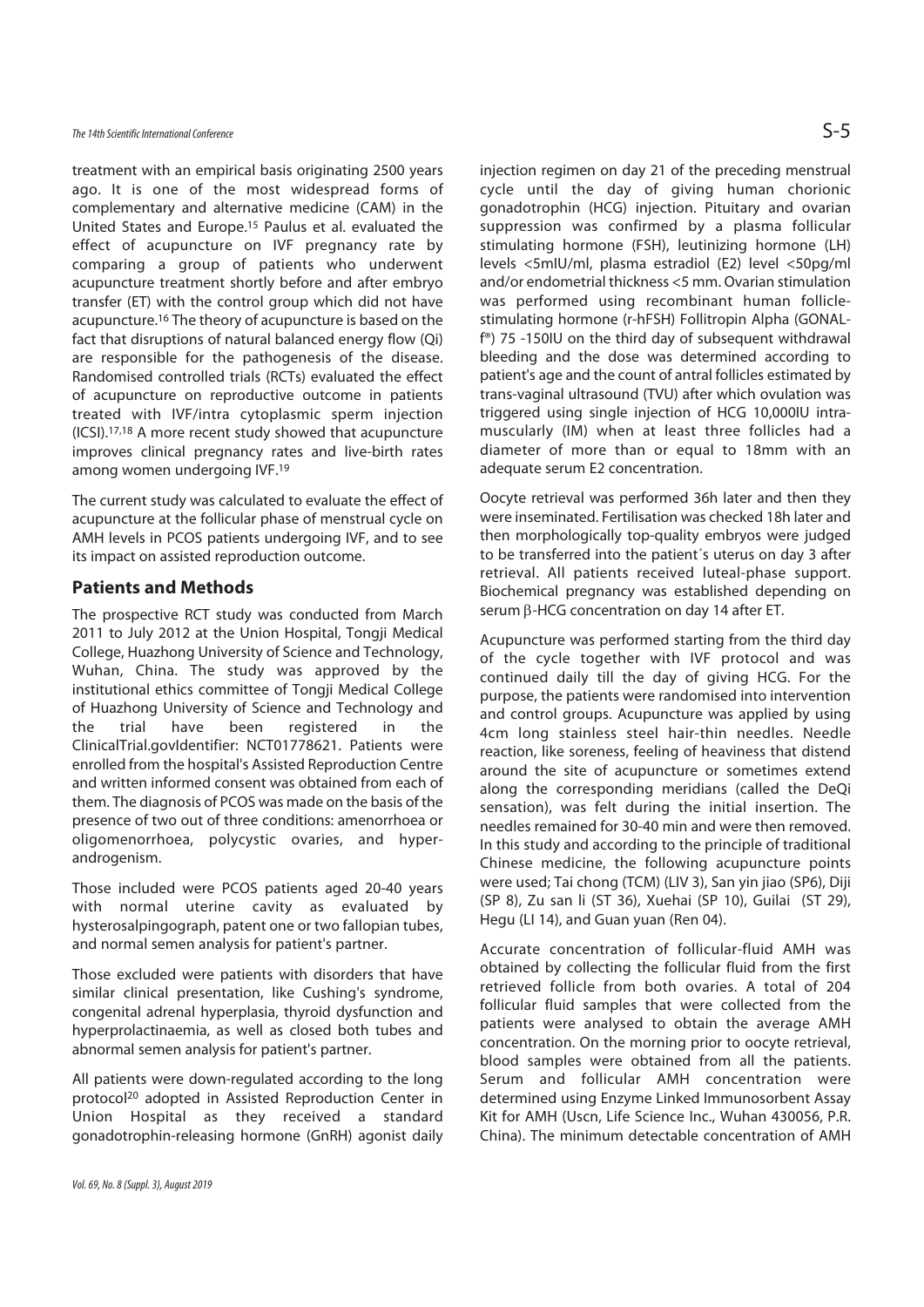treatment with an empirical basis originating 2500 years ago. It is one of the most widespread forms of complementary and alternative medicine (CAM) in the United States and Europe.[15] Paulus et al. evaluated the effect of acupuncture on IVF pregnancy rate by comparing a group of patients who underwent acupuncture treatment shortly before and after embryo transfer (ET) with the control group which did not have acupuncture.[16] The theory of acupuncture is based on the fact that disruptions of natural balanced energy flow (Qi) are responsible for the pathogenesis of the disease. Randomised controlled trials (RCTs) evaluated the effect of acupuncture on reproductive outcome in patients treated with IVF/intra cytoplasmic sperm injection (ICSI).[17,18] A more recent study showed that acupuncture improves clinical pregnancy rates and live-birth rates among women undergoing IVF.[19]

The current study was calculated to evaluate the effect of acupuncture at the follicular phase of menstrual cycle on AMH levels in PCOS patients undergoing IVF, and to see its impact on assisted reproduction outcome.

## Patients and Methods

The prospective RCT study was conducted from March 2011 to July 2012 at the Union Hospital, Tongji Medical College, Huazhong University of Science and Technology, Wuhan, China. The study was approved by the institutional ethics committee of Tongji Medical College of Huazhong University of Science and Technology and the trial have been registered in the ClinicalTrial.govIdentifier: NCT01778621. Patients were enrolled from the hospital's Assisted Reproduction Centre and written informed consent was obtained from each of them. The diagnosis of PCOS was made on the basis of the presence of two out of three conditions: amenorrhoea or oligomenorrhoea, polycystic ovaries, and hyper-androgenism.

Those included were PCOS patients aged 20-40 years with normal uterine cavity as evaluated by hysterosalpingograph, patent one or two fallopian tubes, and normal semen analysis for patient's partner.

Those excluded were patients with disorders that have similar clinical presentation, like Cushing's syndrome, congenital adrenal hyperplasia, thyroid dysfunction and hyperprolactinaemia, as well as closed both tubes and abnormal semen analysis for patient's partner.

All patients were down-regulated according to the long protocol[20] adopted in Assisted Reproduction Center in Union Hospital as they received a standard gonadotrophin-releasing hormone (GnRH) agonist daily injection regimen on day 21 of the preceding menstrual cycle until the day of giving human chorionic gonadotrophin (HCG) injection. Pituitary and ovarian suppression was confirmed by a plasma follicular stimulating hormone (FSH), leutinizing hormone (LH) levels <5mIU/ml, plasma estradiol (E2) level <50pg/ml and/or endometrial thickness <5 mm. Ovarian stimulation was performed using recombinant human follicle-stimulating hormone (r-hFSH) Follitropin Alpha (GONAL-f®) 75 -150IU on the third day of subsequent withdrawal bleeding and the dose was determined according to patient's age and the count of antral follicles estimated by trans-vaginal ultrasound (TVU) after which ovulation was triggered using single injection of HCG 10,000IU intra-muscularly (IM) when at least three follicles had a diameter of more than or equal to 18mm with an adequate serum E2 concentration.

Oocyte retrieval was performed 36h later and then they were inseminated. Fertilisation was checked 18h later and then morphologically top-quality embryos were judged to be transferred into the patient´s uterus on day 3 after retrieval. All patients received luteal-phase support. Biochemical pregnancy was established depending on serum $\beta$-HCG concentration on day 14 after ET.

Acupuncture was performed starting from the third day of the cycle together with IVF protocol and was continued daily till the day of giving HCG. For the purpose, the patients were randomised into intervention and control groups. Acupuncture was applied by using 4cm long stainless steel hair-thin needles. Needle reaction, like soreness, feeling of heaviness that distend around the site of acupuncture or sometimes extend along the corresponding meridians (called the DeQi sensation), was felt during the initial insertion. The needles remained for 30-40 min and were then removed. In this study and according to the principle of traditional Chinese medicine, the following acupuncture points were used; Tai chong (TCM) (LIV 3), San yin jiao (SP6), Diji (SP 8), Zu san li (ST 36), Xuehai (SP 10), Guilai (ST 29), Hegu (LI 14), and Guan yuan (Ren 04).

Accurate concentration of follicular-fluid AMH was obtained by collecting the follicular fluid from the first retrieved follicle from both ovaries. A total of 204 follicular fluid samples that were collected from the patients were analysed to obtain the average AMH concentration. On the morning prior to oocyte retrieval, blood samples were obtained from all the patients. Serum and follicular AMH concentration were determined using Enzyme Linked Immunosorbent Assay Kit for AMH (Uscn, Life Science Inc., Wuhan 430056, P.R. China). The minimum detectable concentration of AMH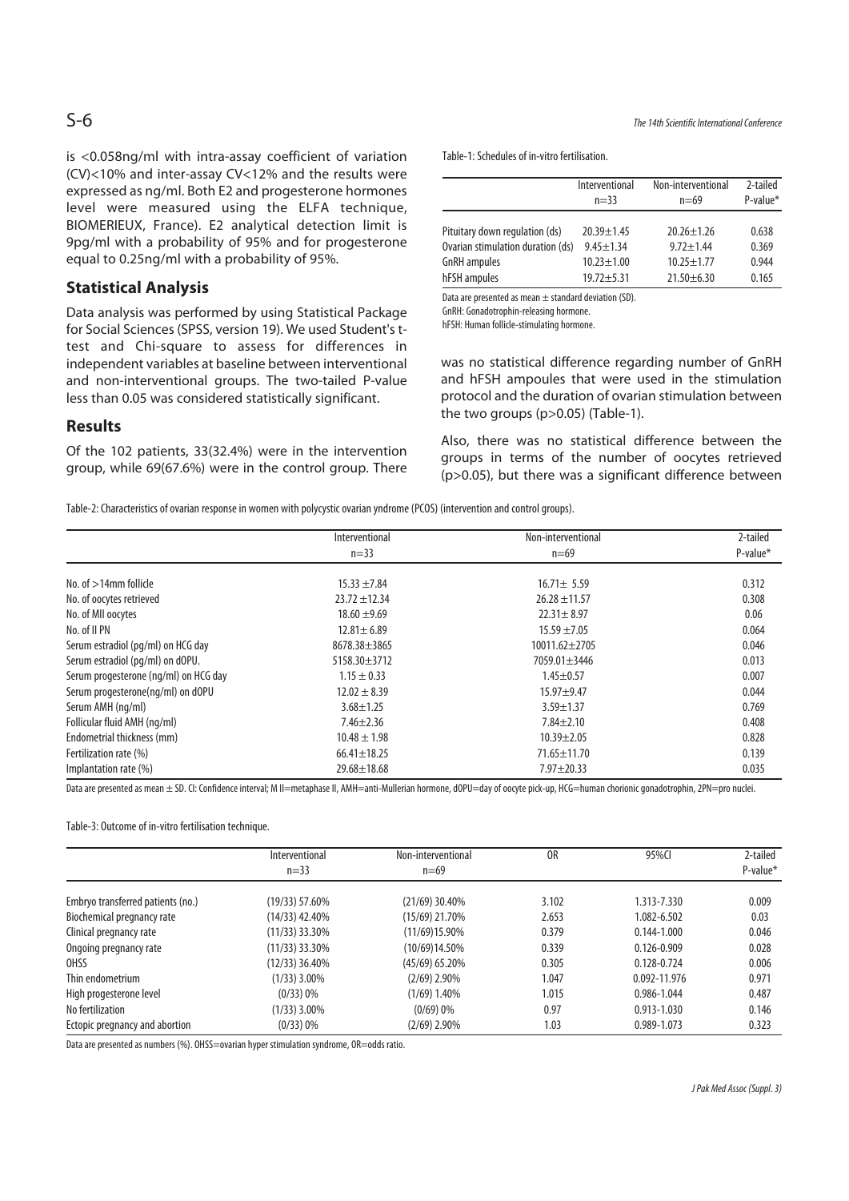is <0.058ng/ml with intra-assay coefficient of variation (CV)<10% and inter-assay CV<12% and the results were expressed as ng/ml. Both E2 and progesterone hormones level were measured using the ELFA technique, BIOMERIEUX, France). E2 analytical detection limit is 9pg/ml with a probability of 95% and for progesterone equal to 0.25ng/ml with a probability of 95%.

## Statistical Analysis

Data analysis was performed by using Statistical Package for Social Sciences (SPSS, version 19). We used Student's t-test and Chi-square to assess for differences in independent variables at baseline between interventional and non-interventional groups. The two-tailed P-value less than 0.05 was considered statistically significant.

## Results

Of the 102 patients, 33(32.4%) were in the intervention group, while 69(67.6%) were in the control group. There was no statistical difference regarding number of GnRH and hFSH ampoules that were used in the stimulation protocol and the duration of ovarian stimulation between the two groups (p>0.05) (Table-1).

Also, there was no statistical difference between the groups in terms of the number of oocytes retrieved (p>0.05), but there was a significant difference between

Table-1: Schedules of in-vitro fertilisation.

| | Interventional n=33 | Non-interventional n=69 | 2-tailed P-value* |
|---|---|---|---|
| Pituitary down regulation (ds) | 20.39±1.45 | 20.26±1.26 | 0.638 |
| Ovarian stimulation duration (ds) | 9.45±1.34 | 9.72±1.44 | 0.369 |
| GnRH ampules | 10.23±1.00 | 10.25±1.77 | 0.944 |
| hFSH ampules | 19.72±5.31 | 21.50±6.30 | 0.165 |

Data are presented as mean ± standard deviation (SD).
GnRH: Gonadotrophin-releasing hormone.
hFSH: Human follicle-stimulating hormone.

Table-2: Characteristics of ovarian response in women with polycystic ovarian yndrome (PCOS) (intervention and control groups).

| | Interventional n=33 | Non-interventional n=69 | 2-tailed P-value* |
|---|---|---|---|
| No. of >14mm follicle | 15.33 ±7.84 | 16.71± 5.59 | 0.312 |
| No. of oocytes retrieved | 23.72 ±12.34 | 26.28 ±11.57 | 0.308 |
| No. of MII oocytes | 18.60 ±9.69 | 22.31± 8.97 | 0.06 |
| No. of II PN | 12.81± 6.89 | 15.59 ±7.05 | 0.064 |
| Serum estradiol (pg/ml) on HCG day | 8678.38±3865 | 10011.62±2705 | 0.046 |
| Serum estradiol (pg/ml) on dOPU. | 5158.30±3712 | 7059.01±3446 | 0.013 |
| Serum progesterone (ng/ml) on HCG day | 1.15 ± 0.33 | 1.45±0.57 | 0.007 |
| Serum progesterone(ng/ml) on dOPU | 12.02 ± 8.39 | 15.97±9.47 | 0.044 |
| Serum AMH (ng/ml) | 3.68±1.25 | 3.59±1.37 | 0.769 |
| Follicular fluid AMH (ng/ml) | 7.46±2.36 | 7.84±2.10 | 0.408 |
| Endometrial thickness (mm) | 10.48 ± 1.98 | 10.39±2.05 | 0.828 |
| Fertilization rate (%) | 66.41±18.25 | 71.65±11.70 | 0.139 |
| Implantation rate (%) | 29.68±18.68 | 7.97±20.33 | 0.035 |

Data are presented as mean ± SD. CI: Confidence interval; M II=metaphase II, AMH=anti-Mullerian hormone, dOPU=day of oocyte pick-up, HCG=human chorionic gonadotrophin, 2PN=pro nuclei.

Table-3: Outcome of in-vitro fertilisation technique.

| | Interventional n=33 | Non-interventional n=69 | OR | 95%CI | 2-tailed P-value* |
|---|---|---|---|---|---|
| Embryo transferred patients (no.) | (19/33) 57.60% | (21/69) 30.40% | 3.102 | 1.313-7.330 | 0.009 |
| Biochemical pregnancy rate | (14/33) 42.40% | (15/69) 21.70% | 2.653 | 1.082-6.502 | 0.03 |
| Clinical pregnancy rate | (11/33) 33.30% | (11/69)15.90% | 0.379 | 0.144-1.000 | 0.046 |
| Ongoing pregnancy rate | (11/33) 33.30% | (10/69)14.50% | 0.339 | 0.126-0.909 | 0.028 |
| OHSS | (12/33) 36.40% | (45/69) 65.20% | 0.305 | 0.128-0.724 | 0.006 |
| Thin endometrium | (1/33) 3.00% | (2/69) 2.90% | 1.047 | 0.092-11.976 | 0.971 |
| High progesterone level | (0/33) 0% | (1/69) 1.40% | 1.015 | 0.986-1.044 | 0.487 |
| No fertilization | (1/33) 3.00% | (0/69) 0% | 0.97 | 0.913-1.030 | 0.146 |
| Ectopic pregnancy and abortion | (0/33) 0% | (2/69) 2.90% | 1.03 | 0.989-1.073 | 0.323 |

Data are presented as numbers (%). OHSS=ovarian hyper stimulation syndrome, OR=odds ratio.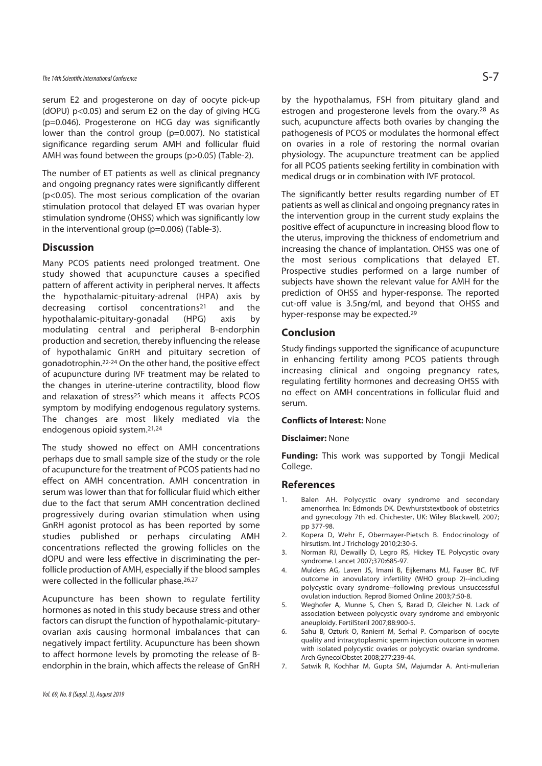serum E2 and progesterone on day of oocyte pick-up (dOPU) $p<0.05$) and serum E2 on the day of giving HCG ($p=0.046$). Progesterone on HCG day was significantly lower than the control group ($p=0.007$). No statistical significance regarding serum AMH and follicular fluid AMH was found between the groups ($p>0.05$) (Table-2).

The number of ET patients as well as clinical pregnancy and ongoing pregnancy rates were significantly different ($p<0.05$). The most serious complication of the ovarian stimulation protocol that delayed ET was ovarian hyper stimulation syndrome (OHSS) which was significantly low in the interventional group ($p=0.006$) (Table-3).

## Discussion

Many PCOS patients need prolonged treatment. One study showed that acupuncture causes a specified pattern of afferent activity in peripheral nerves. It affects the hypothalamic-pituitary-adrenal (HPA) axis by decreasing cortisol concentrations[21] and the hypothalamic-pituitary-gonadal (HPG) axis by modulating central and peripheral B-endorphin production and secretion, thereby influencing the release of hypothalamic GnRH and pituitary secretion of gonadotrophin.[22-24] On the other hand, the positive effect of acupuncture during IVF treatment may be related to the changes in uterine-uterine contractility, blood flow and relaxation of stress[25] which means it affects PCOS symptom by modifying endogenous regulatory systems. The changes are most likely mediated via the endogenous opioid system.[21,24]

The study showed no effect on AMH concentrations perhaps due to small sample size of the study or the role of acupuncture for the treatment of PCOS patients had no effect on AMH concentration. AMH concentration in serum was lower than that for follicular fluid which either due to the fact that serum AMH concentration declined progressively during ovarian stimulation when using GnRH agonist protocol as has been reported by some studies published or perhaps circulating AMH concentrations reflected the growing follicles on the dOPU and were less effective in discriminating the per-follicle production of AMH, especially if the blood samples were collected in the follicular phase.[26,27]

Acupuncture has been shown to regulate fertility hormones as noted in this study because stress and other factors can disrupt the function of hypothalamic-pitutary-ovarian axis causing hormonal imbalances that can negatively impact fertility. Acupuncture has been shown to affect hormone levels by promoting the release of B-endorphin in the brain, which affects the release of GnRH by the hypothalamus, FSH from pituitary gland and estrogen and progesterone levels from the ovary.[28] As such, acupuncture affects both ovaries by changing the pathogenesis of PCOS or modulates the hormonal effect on ovaries in a role of restoring the normal ovarian physiology. The acupuncture treatment can be applied for all PCOS patients seeking fertility in combination with medical drugs or in combination with IVF protocol.

The significantly better results regarding number of ET patients as well as clinical and ongoing pregnancy rates in the intervention group in the current study explains the positive effect of acupuncture in increasing blood flow to the uterus, improving the thickness of endometrium and increasing the chance of implantation. OHSS was one of the most serious complications that delayed ET. Prospective studies performed on a large number of subjects have shown the relevant value for AMH for the prediction of OHSS and hyper-response. The reported cut-off value is 3.5ng/ml, and beyond that OHSS and hyper-response may be expected.[29]

## Conclusion

Study findings supported the significance of acupuncture in enhancing fertility among PCOS patients through increasing clinical and ongoing pregnancy rates, regulating fertility hormones and decreasing OHSS with no effect on AMH concentrations in follicular fluid and serum.

**Conflicts of Interest:** None

**Disclaimer:** None

**Funding:** This work was supported by Tongji Medical College.

## References

1. Balen AH. Polycystic ovary syndrome and secondary amenorrhea. In: Edmonds DK. Dewhurststextbook of obstetrics and gynecology 7th ed. Chichester, UK: Wiley Blackwell, 2007; pp 377-98.
2. Kopera D, Wehr E, Obermayer-Pietsch B. Endocrinology of hirsutism. Int J Trichology 2010;2:30-5.
3. Norman RJ, Dewailly D, Legro RS, Hickey TE. Polycystic ovary syndrome. Lancet 2007;370:685-97.
4. Mulders AG, Laven JS, Imani B, Eijkemans MJ, Fauser BC. IVF outcome in anovulatory infertility (WHO group 2)--including polycystic ovary syndrome--following previous unsuccessful ovulation induction. Reprod Biomed Online 2003;7:50-8.
5. Weghofer A, Munne S, Chen S, Barad D, Gleicher N. Lack of association between polycystic ovary syndrome and embryonic aneuploidy. FertilSteril 2007;88:900-5.
6. Sahu B, Ozturk O, Ranierri M, Serhal P. Comparison of oocyte quality and intracytoplasmic sperm injection outcome in women with isolated polycystic ovaries or polycystic ovarian syndrome. Arch GynecolObstet 2008;277:239-44.
7. Satwik R, Kochhar M, Gupta SM, Majumdar A. Anti-mullerian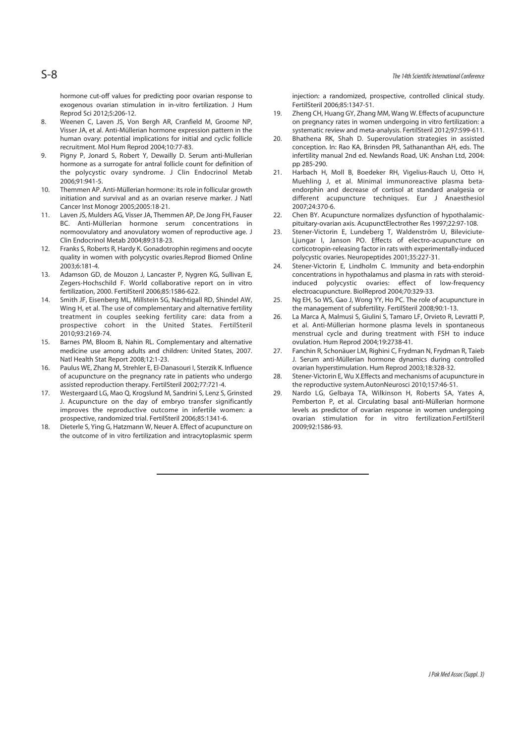hormone cut-off values for predicting poor ovarian response to exogenous ovarian stimulation in in-vitro fertilization. J Hum Reprod Sci 2012;5:206-12.

8. Weenen C, Laven JS, Von Bergh AR, Cranfield M, Groome NP, Visser JA, et al. Anti-Müllerian hormone expression pattern in the human ovary: potential implications for initial and cyclic follicle recruitment. Mol Hum Reprod 2004;10:77-83.
9. Pigny P, Jonard S, Robert Y, Dewailly D. Serum anti-Mullerian hormone as a surrogate for antral follicle count for definition of the polycystic ovary syndrome. J Clin Endocrinol Metab 2006;91:941-5.
10. Themmen AP. Anti-Müllerian hormone: its role in follicular growth initiation and survival and as an ovarian reserve marker. J Natl Cancer Inst Monogr 2005;2005:18-21.
11. Laven JS, Mulders AG, Visser JA, Themmen AP, De Jong FH, Fauser BC. Anti-Müllerian hormone serum concentrations in normoovulatory and anovulatory women of reproductive age. J Clin Endocrinol Metab 2004;89:318-23.
12. Franks S, Roberts R, Hardy K. Gonadotrophin regimens and oocyte quality in women with polycystic ovaries.Reprod Biomed Online 2003;6:181-4.
13. Adamson GD, de Mouzon J, Lancaster P, Nygren KG, Sullivan E, Zegers-Hochschild F. World collaborative report on in vitro fertilization, 2000. FertilSteril 2006;85:1586-622.
14. Smith JF, Eisenberg ML, Millstein SG, Nachtigall RD, Shindel AW, Wing H, et al. The use of complementary and alternative fertility treatment in couples seeking fertility care: data from a prospective cohort in the United States. FertilSteril 2010;93:2169-74.
15. Barnes PM, Bloom B, Nahin RL. Complementary and alternative medicine use among adults and children: United States, 2007. Natl Health Stat Report 2008;12:1-23.
16. Paulus WE, Zhang M, Strehler E, El-Danasouri I, Sterzik K. Influence of acupuncture on the pregnancy rate in patients who undergo assisted reproduction therapy. FertilSteril 2002;77:721-4.
17. Westergaard LG, Mao Q, Krogslund M, Sandrini S, Lenz S, Grinsted J. Acupuncture on the day of embryo transfer significantly improves the reproductive outcome in infertile women: a prospective, randomized trial. FertilSteril 2006;85:1341-6.
18. Dieterle S, Ying G, Hatzmann W, Neuer A. Effect of acupuncture on the outcome of in vitro fertilization and intracytoplasmic sperm injection: a randomized, prospective, controlled clinical study. FertilSteril 2006;85:1347-51.
19. Zheng CH, Huang GY, Zhang MM, Wang W. Effects of acupuncture on pregnancy rates in women undergoing in vitro fertilization: a systematic review and meta-analysis. FertilSteril 2012;97:599-611.
20. Bhathena RK, Shah D. Superovulation strategies in assisted conception. In: Rao KA, Brinsden PR, Sathananthan AH, eds. The infertility manual 2nd ed. Newlands Road, UK: Anshan Ltd, 2004: pp 285-290.
21. Harbach H, Moll B, Boedeker RH, Vigelius-Rauch U, Otto H, Muehling J, et al. Minimal immunoreactive plasma beta-endorphin and decrease of cortisol at standard analgesia or different acupuncture techniques. Eur J Anaesthesiol 2007;24:370-6.
22. Chen BY. Acupuncture normalizes dysfunction of hypothalamic-pituitary-ovarian axis. AcupunctElectrother Res 1997;22:97-108.
23. Stener-Victorin E, Lundeberg T, Waldenström U, Bileviciute-Ljungar I, Janson PO. Effects of electro-acupuncture on corticotropin-releasing factor in rats with experimentally-induced polycystic ovaries. Neuropeptides 2001;35:227-31.
24. Stener-Victorin E, Lindholm C. Immunity and beta-endorphin concentrations in hypothalamus and plasma in rats with steroid-induced polycystic ovaries: effect of low-frequency electroacupuncture. BiolReprod 2004;70:329-33.
25. Ng EH, So WS, Gao J, Wong YY, Ho PC. The role of acupuncture in the management of subfertility. FertilSteril 2008;90:1-13.
26. La Marca A, Malmusi S, Giulini S, Tamaro LF, Orvieto R, Levratti P, et al. Anti-Müllerian hormone plasma levels in spontaneous menstrual cycle and during treatment with FSH to induce ovulation. Hum Reprod 2004;19:2738-41.
27. Fanchin R, Schonäuer LM, Righini C, Frydman N, Frydman R, Taieb J. Serum anti-Müllerian hormone dynamics during controlled ovarian hyperstimulation. Hum Reprod 2003;18:328-32.
28. Stener-Victorin E, Wu X.Effects and mechanisms of acupuncture in the reproductive system.AutonNeurosci 2010;157:46-51.
29. Nardo LG, Gelbaya TA, Wilkinson H, Roberts SA, Yates A, Pemberton P, et al. Circulating basal anti-Müllerian hormone levels as predictor of ovarian response in women undergoing ovarian stimulation for in vitro fertilization.FertilSteril 2009;92:1586-93.